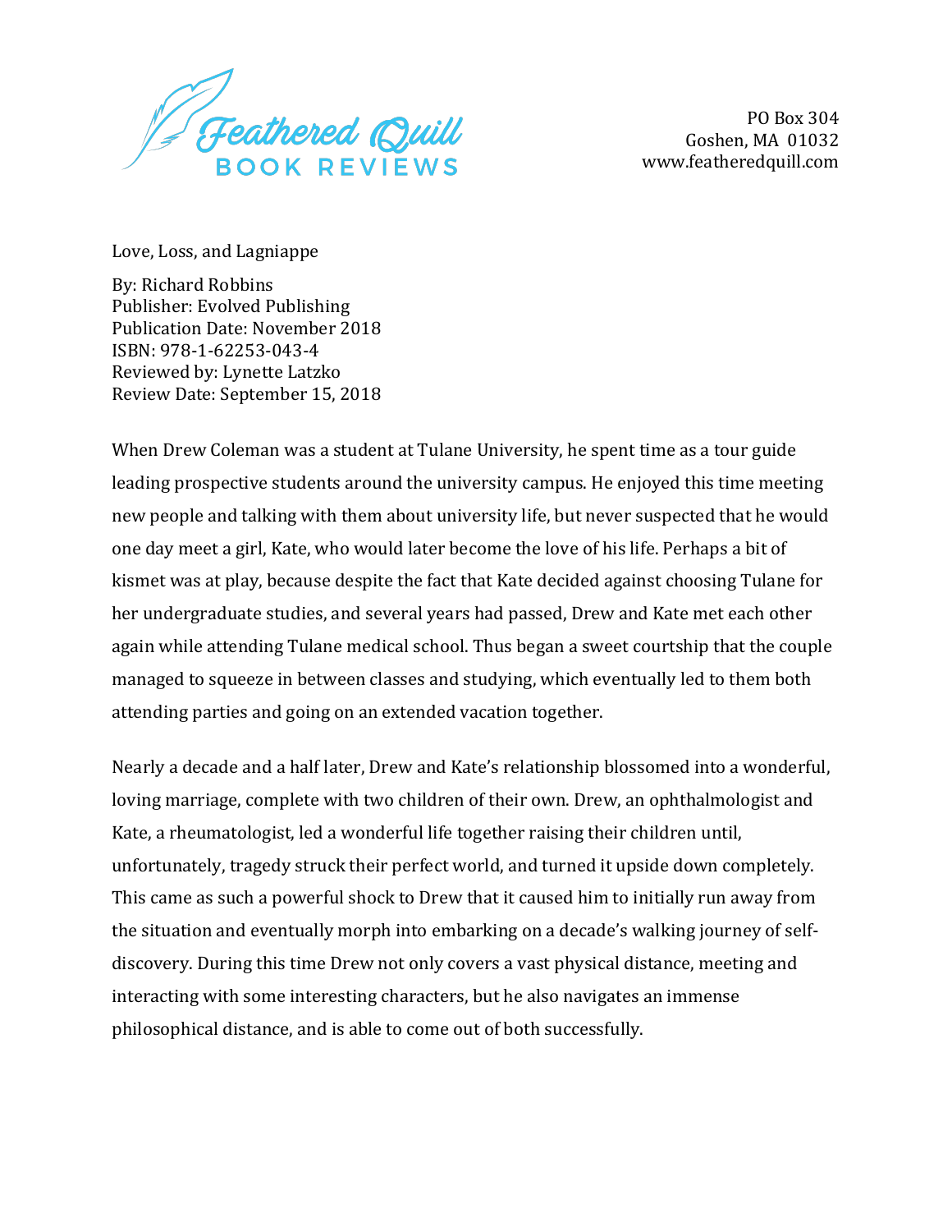Feathered Quill BOOK REVIEWS

PO Box 304
Goshen, MA 01032
www.featheredquill.com

Love, Loss, and Lagniappe

By: Richard Robbins
Publisher: Evolved Publishing
Publication Date: November 2018
ISBN: 978-1-62253-043-4
Reviewed by: Lynette Latzko
Review Date: September 15, 2018

When Drew Coleman was a student at Tulane University, he spent time as a tour guide leading prospective students around the university campus. He enjoyed this time meeting new people and talking with them about university life, but never suspected that he would one day meet a girl, Kate, who would later become the love of his life. Perhaps a bit of kismet was at play, because despite the fact that Kate decided against choosing Tulane for her undergraduate studies, and several years had passed, Drew and Kate met each other again while attending Tulane medical school. Thus began a sweet courtship that the couple managed to squeeze in between classes and studying, which eventually led to them both attending parties and going on an extended vacation together.

Nearly a decade and a half later, Drew and Kate's relationship blossomed into a wonderful, loving marriage, complete with two children of their own. Drew, an ophthalmologist and Kate, a rheumatologist, led a wonderful life together raising their children until, unfortunately, tragedy struck their perfect world, and turned it upside down completely. This came as such a powerful shock to Drew that it caused him to initially run away from the situation and eventually morph into embarking on a decade's walking journey of self-discovery. During this time Drew not only covers a vast physical distance, meeting and interacting with some interesting characters, but he also navigates an immense philosophical distance, and is able to come out of both successfully.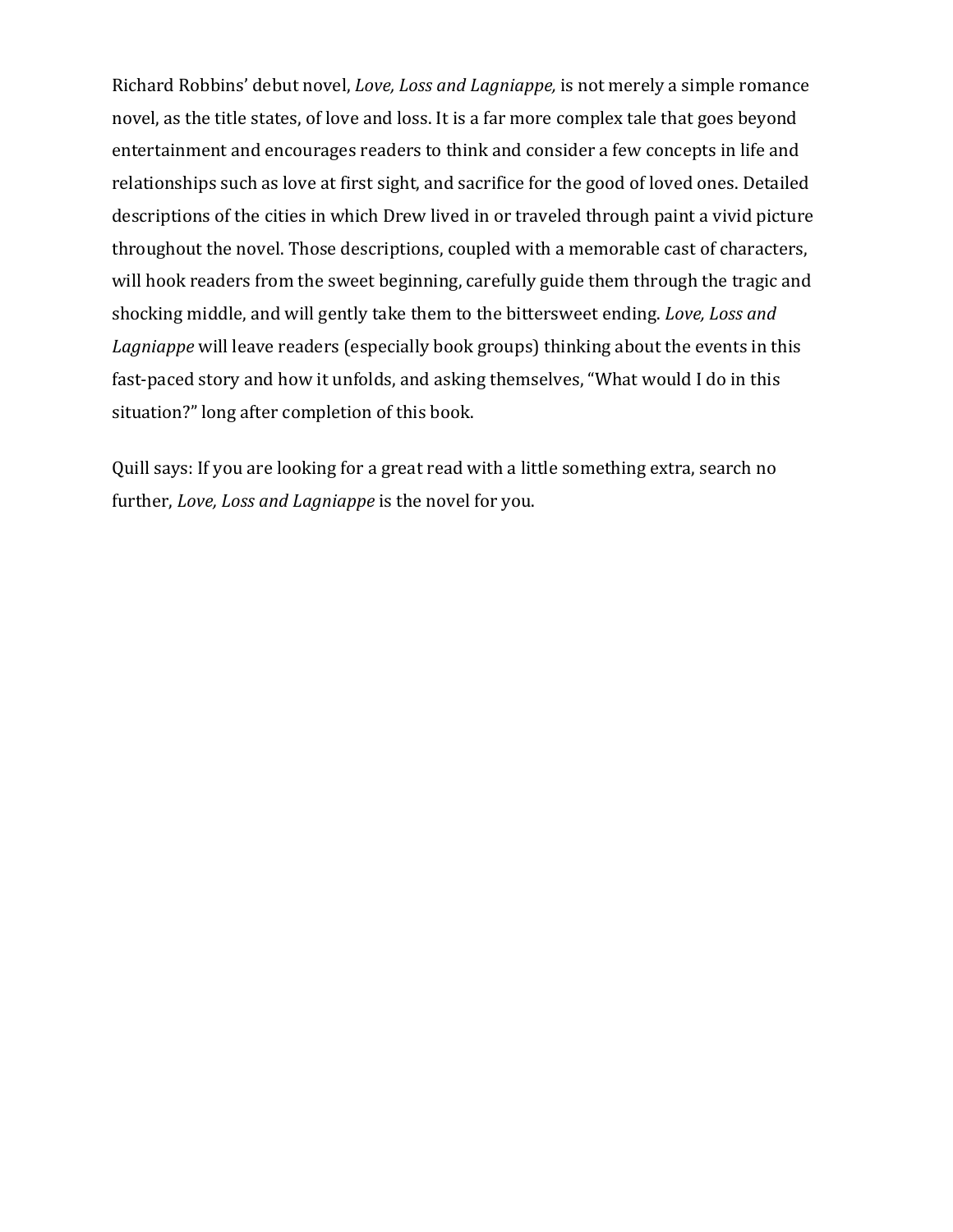Richard Robbins' debut novel, *Love, Loss and Lagniappe,* is not merely a simple romance novel, as the title states, of love and loss. It is a far more complex tale that goes beyond entertainment and encourages readers to think and consider a few concepts in life and relationships such as love at first sight, and sacrifice for the good of loved ones. Detailed descriptions of the cities in which Drew lived in or traveled through paint a vivid picture throughout the novel. Those descriptions, coupled with a memorable cast of characters, will hook readers from the sweet beginning, carefully guide them through the tragic and shocking middle, and will gently take them to the bittersweet ending. *Love, Loss and Lagniappe* will leave readers (especially book groups) thinking about the events in this fast-paced story and how it unfolds, and asking themselves, "What would I do in this situation?" long after completion of this book.

Quill says: If you are looking for a great read with a little something extra, search no further, *Love, Loss and Lagniappe* is the novel for you.